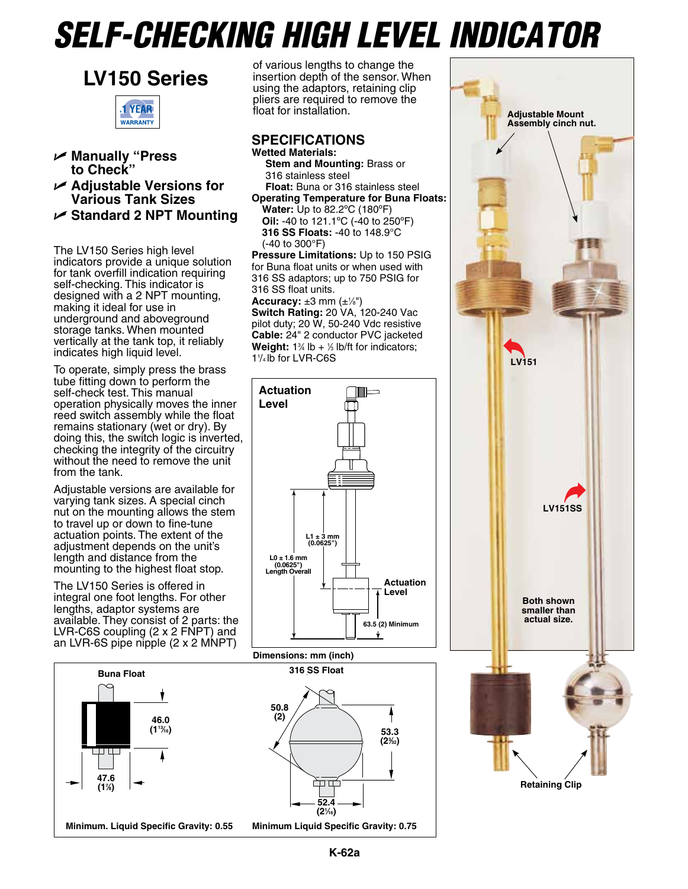# SELF-CHECKING HIGH LEVEL INDICATOR

## LV150 Series

1 YEAR WARRANTY

- Manually "Press to Check"
- Adjustable Versions for Various Tank Sizes
- Standard 2 NPT Mounting

The LV150 Series high level indicators provide a unique solution for tank overfill indication requiring self-checking. This indicator is designed with a 2 NPT mounting, making it ideal for use in underground and aboveground storage tanks. When mounted vertically at the tank top, it reliably indicates high liquid level.

To operate, simply press the brass tube fitting down to perform the self-check test. This manual operation physically moves the inner reed switch assembly while the float remains stationary (wet or dry). By doing this, the switch logic is inverted, checking the integrity of the circuitry without the need to remove the unit from the tank.

Adjustable versions are available for varying tank sizes. A special cinch nut on the mounting allows the stem to travel up or down to fine-tune actuation points. The extent of the adjustment depends on the unit's length and distance from the mounting to the highest float stop.

The LV150 Series is offered in integral one foot lengths. For other lengths, adaptor systems are available. They consist of 2 parts: the LVR-C6S coupling (2 x 2 FNPT) and an LVR-6S pipe nipple (2 x 2 MNPT) of various lengths to change the insertion depth of the sensor. When using the adaptors, retaining clip pliers are required to remove the float for installation.

## SPECIFICATIONS

**Wetted Materials:**
**Stem and Mounting:** Brass or 316 stainless steel
**Float:** Buna or 316 stainless steel
**Operating Temperature for Buna Floats:**
**Water:** Up to 82.2°C (180°F)
**Oil:** -40 to 121.1°C (-40 to 250°F)
**316 SS Floats:** -40 to 148.9°C (-40 to 300°F)
**Pressure Limitations:** Up to 150 PSIG for Buna float units or when used with 316 SS adaptors; up to 750 PSIG for 316 SS float units.
**Accuracy:** ±3 mm (±⅛")
**Switch Rating:** 20 VA, 120-240 Vac pilot duty; 20 W, 50-240 Vdc resistive
**Cable:** 24" 2 conductor PVC jacketed
**Weight:** 1¾ lb + ⅓ lb/ft for indicators; 1¼ lb for LVR-C6S

Actuation Level

L1 ± 3 mm (0.0625")

L0 ± 1.6 mm (0.0625") Length Overall

Actuation Level

63.5 (2) Minimum

Dimensions: mm (inch)

Adjustable Mount Assembly cinch nut.

LV151

LV151SS

Both shown smaller than actual size.

Retaining Clip

**Buna Float**

46.0 (1¹³⁄₁₆)

47.6 (1⅞)

Minimum. Liquid Specific Gravity: 0.55

**316 SS Float**

50.8 (2)

53.3 (2³⁄₃₂)

52.4 (2¹⁄₁₆)

Minimum Liquid Specific Gravity: 0.75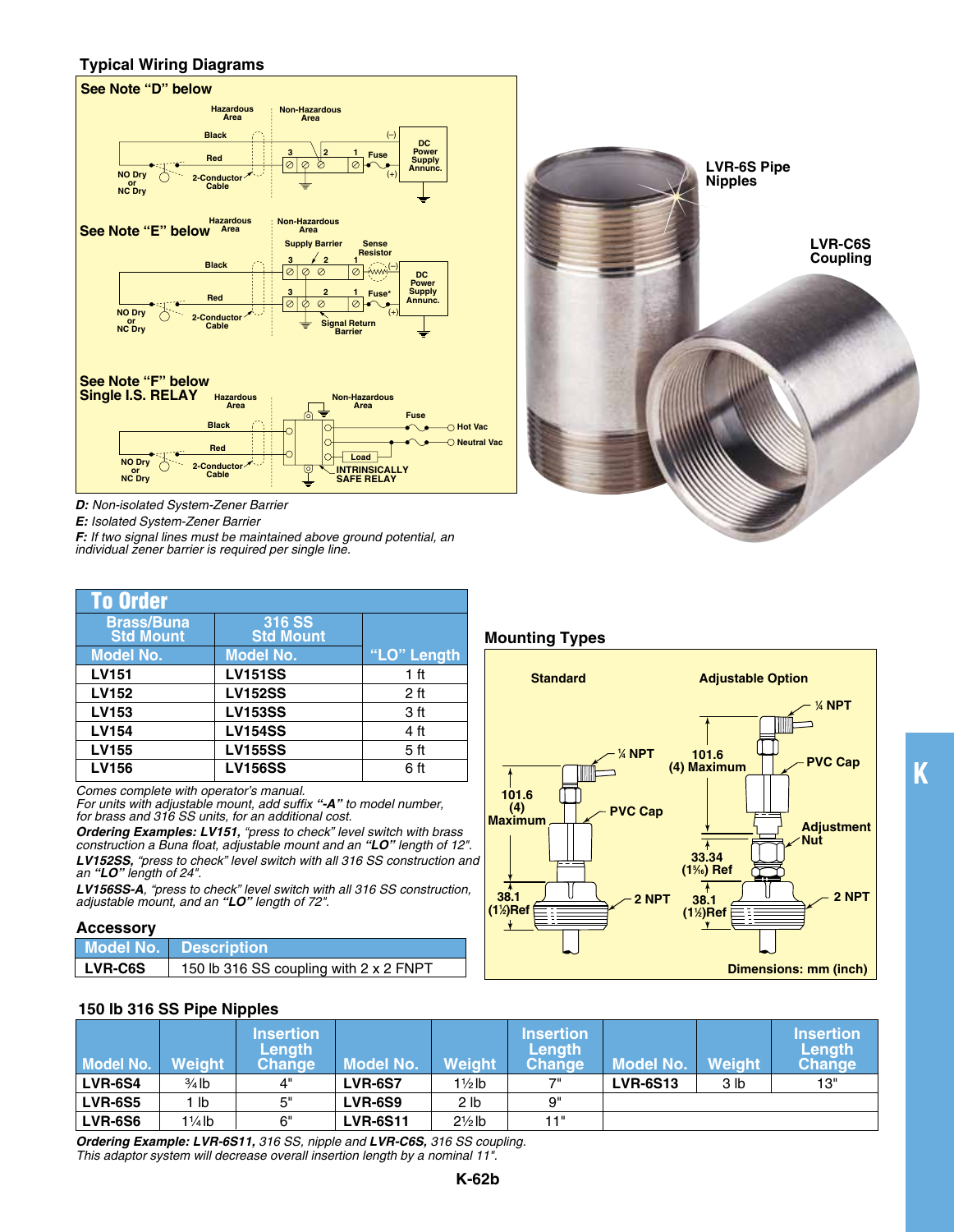## Typical Wiring Diagrams

See Note "D" below

Hazardous Area
Non-Hazardous Area
Black
Red
NO Dry or NC Dry
2-Conductor Cable
3 2 1
Fuse
(–)
(+)
DC Power Supply Annunc.

See Note "E" below

Hazardous Area
Non-Hazardous Area
Supply Barrier
Sense Resistor
Black
Red
NO Dry or NC Dry
2-Conductor Cable
3 2 1
3 2 1
Fuse*
(–)
(+)
DC Power Supply Annunc.
Signal Return Barrier

See Note "F" below
Single I.S. RELAY

Hazardous Area
Non-Hazardous Area
Black
Red
NO Dry or NC Dry
2-Conductor Cable
Fuse
Hot Vac
Neutral Vac
Load
INTRINSICALLY SAFE RELAY

*D:* *Non-isolated System-Zener Barrier*
*E:* *Isolated System-Zener Barrier*
*F:* *If two signal lines must be maintained above ground potential, an individual zener barrier is required per single line.*

LVR-6S Pipe Nipples

LVR-C6S Coupling

## To Order

| Brass/Buna Std Mount Model No. | 316 SS Std Mount Model No. | "LO" Length |
|---|---|---|
| LV151 | LV151SS | 1 ft |
| LV152 | LV152SS | 2 ft |
| LV153 | LV153SS | 3 ft |
| LV154 | LV154SS | 4 ft |
| LV155 | LV155SS | 5 ft |
| LV156 | LV156SS | 6 ft |

*Comes complete with operator's manual.*
*For units with adjustable mount, add suffix* ***"-A"*** *to model number, for brass and 316 SS units, for an additional cost.*
***Ordering Examples: LV151,*** *"press to check" level switch with brass construction a Buna float, adjustable mount and an* ***"LO"*** *length of 12".*
***LV152SS,*** *"press to check" level switch with all 316 SS construction and an* ***"LO"*** *length of 24".*
***LV156SS-A***, *"press to check" level switch with all 316 SS construction, adjustable mount, and an* ***"LO"*** *length of 72".*

### Accessory

| Model No. | Description |
|---|---|
| LVR-C6S | 150 lb 316 SS coupling with 2 x 2 FNPT |

## Mounting Types

Standard
¼ NPT
101.6 (4) Maximum
PVC Cap
38.1 (1½)Ref
2 NPT

Adjustable Option
¼ NPT
101.6 (4) Maximum
PVC Cap
Adjustment Nut
33.34 (1⁵⁄₁₆) Ref
38.1 (1½)Ref
2 NPT

Dimensions: mm (inch)

### 150 lb 316 SS Pipe Nipples

| Model No. | Weight | Insertion Length Change | Model No. | Weight | Insertion Length Change | Model No. | Weight | Insertion Length Change |
|---|---|---|---|---|---|---|---|---|
| LVR-6S4 | ¾ lb | 4" | LVR-6S7 | 1½ lb | 7" | LVR-6S13 | 3 lb | 13" |
| LVR-6S5 | 1 lb | 5" | LVR-6S9 | 2 lb | 9" | | | |
| LVR-6S6 | 1¼ lb | 6" | LVR-6S11 | 2½ lb | 11" | | | |

***Ordering Example: LVR-6S11,*** *316 SS, nipple and* ***LVR-C6S,*** *316 SS coupling.*
*This adaptor system will decrease overall insertion length by a nominal 11".*